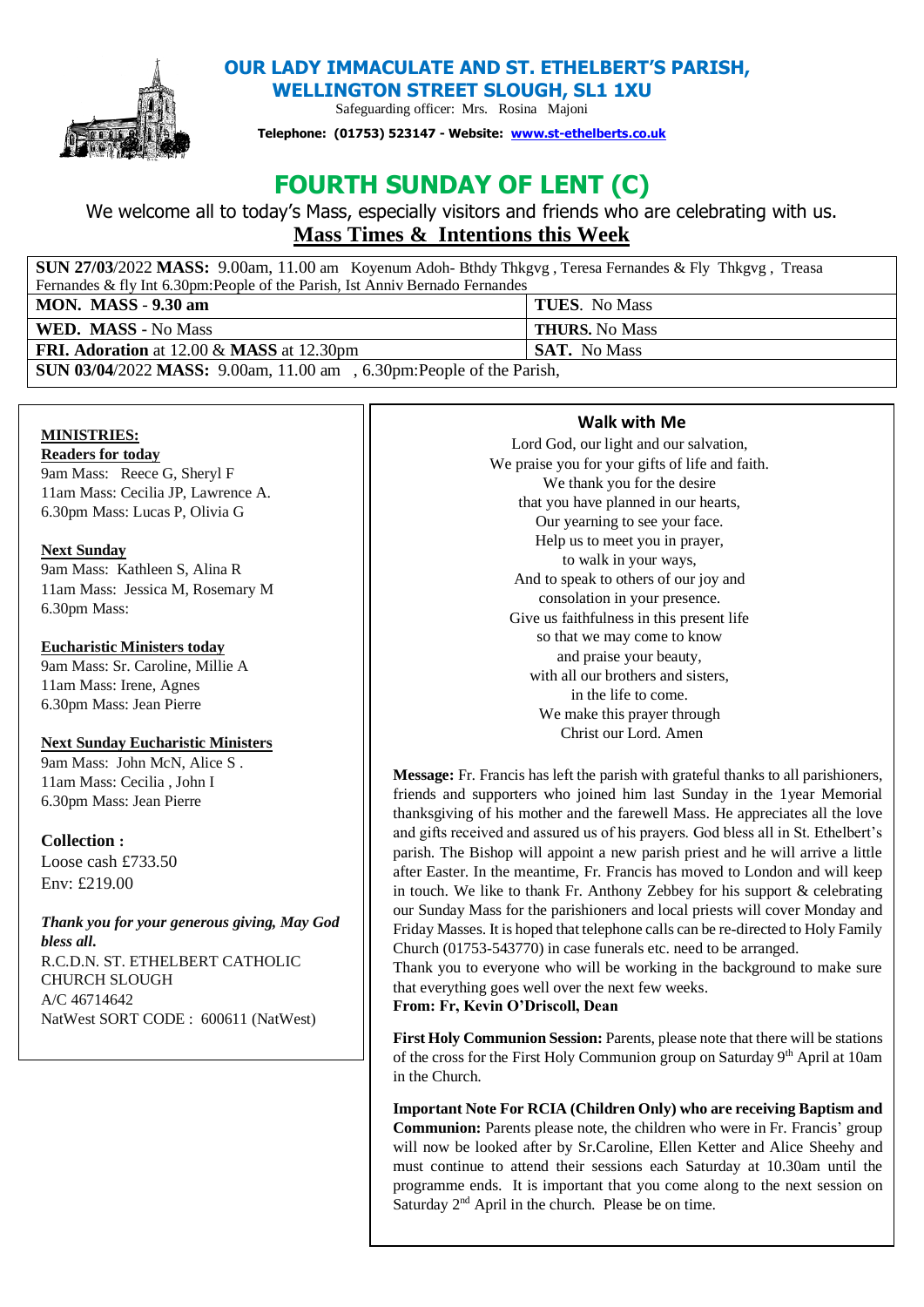# OUR LADY IMMACULATE AND ST. ETHELBERT'S PARISH, WELLINGTON STREET SLOUGH, SL1 1XU

Safeguarding officer: Mrs. Rosina Majoni

**Telephone: (01753) 523147 - Website: www.st-ethelberts.co.uk**

# FOURTH SUNDAY OF LENT (C)

We welcome all to today's Mass, especially visitors and friends who are celebrating with us.

## Mass Times & Intentions this Week

| **SUN 27/03**/2022 **MASS:** 9.00am, 11.00 am Koyenum Adoh- Bthdy Thkgvg , Teresa Fernandes & Fly Thkgvg , Treasa Fernandes & fly Int 6.30pm:People of the Parish, Ist Anniv Bernado Fernandes | |
|---|---|
| **MON. MASS - 9.30 am** | **TUES**. No Mass |
| **WED. MASS** - No Mass | **THURS.** No Mass |
| **FRI. Adoration** at 12.00 & **MASS** at 12.30pm | **SAT.** No Mass |
| **SUN 03/04**/2022 **MASS:** 9.00am, 11.00 am , 6.30pm:People of the Parish, | |

**MINISTRIES:**

**Readers for today**

9am Mass: Reece G, Sheryl F
11am Mass: Cecilia JP, Lawrence A.
6.30pm Mass: Lucas P, Olivia G

**Next Sunday**

9am Mass: Kathleen S, Alina R
11am Mass: Jessica M, Rosemary M
6.30pm Mass:

**Eucharistic Ministers today**

9am Mass: Sr. Caroline, Millie A
11am Mass: Irene, Agnes
6.30pm Mass: Jean Pierre

**Next Sunday Eucharistic Ministers**

9am Mass: John McN, Alice S .
11am Mass: Cecilia , John I
6.30pm Mass: Jean Pierre

**Collection :**

Loose cash £733.50
Env: £219.00

***Thank you for your generous giving, May God bless all.***

R.C.D.N. ST. ETHELBERT CATHOLIC CHURCH SLOUGH
A/C 46714642
NatWest SORT CODE : 600611 (NatWest)

### Walk with Me

Lord God, our light and our salvation,
We praise you for your gifts of life and faith.
We thank you for the desire
that you have planted in our hearts,
Our yearning to see your face.
Help us to meet you in prayer,
to walk in your ways,
And to speak to others of our joy and
consolation in your presence.
Give us faithfulness in this present life
so that we may come to know
and praise your beauty,
with all our brothers and sisters,
in the life to come.
We make this prayer through
Christ our Lord. Amen

**Message:** Fr. Francis has left the parish with grateful thanks to all parishioners, friends and supporters who joined him last Sunday in the 1year Memorial thanksgiving of his mother and the farewell Mass. He appreciates all the love and gifts received and assured us of his prayers. God bless all in St. Ethelbert's parish. The Bishop will appoint a new parish priest and he will arrive a little after Easter. In the meantime, Fr. Francis has moved to London and will keep in touch. We like to thank Fr. Anthony Zebbey for his support & celebrating our Sunday Mass for the parishioners and local priests will cover Monday and Friday Masses. It is hoped that telephone calls can be re-directed to Holy Family Church (01753-543770) in case funerals etc. need to be arranged.

Thank you to everyone who will be working in the background to make sure that everything goes well over the next few weeks.

**From: Fr, Kevin O'Driscoll, Dean**

**First Holy Communion Session:** Parents, please note that there will be stations of the cross for the First Holy Communion group on Saturday 9th April at 10am in the Church.

**Important Note For RCIA (Children Only) who are receiving Baptism and Communion:** Parents please note, the children who were in Fr. Francis' group will now be looked after by Sr.Caroline, Ellen Ketter and Alice Sheehy and must continue to attend their sessions each Saturday at 10.30am until the programme ends. It is important that you come along to the next session on Saturday 2nd April in the church. Please be on time.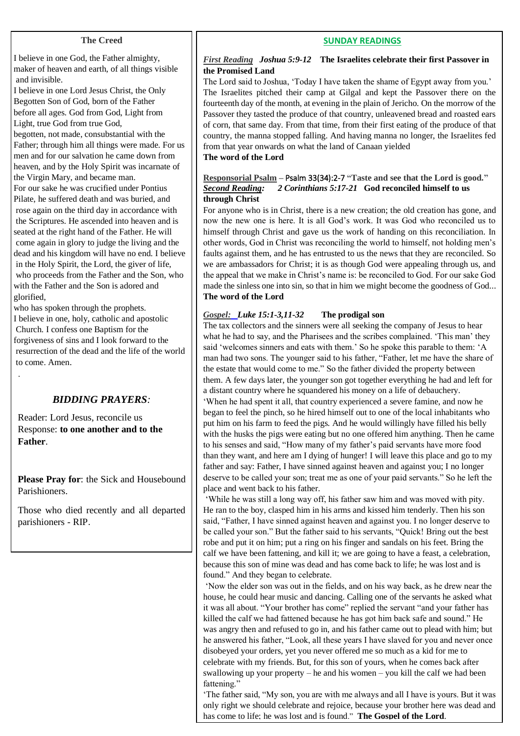## The Creed

I believe in one God, the Father almighty, maker of heaven and earth, of all things visible and invisible.
I believe in one Lord Jesus Christ, the Only Begotten Son of God, born of the Father before all ages. God from God, Light from Light, true God from true God, begotten, not made, consubstantial with the Father; through him all things were made. For us men and for our salvation he came down from heaven, and by the Holy Spirit was incarnate of the Virgin Mary, and became man.
For our sake he was crucified under Pontius Pilate, he suffered death and was buried, and rose again on the third day in accordance with the Scriptures. He ascended into heaven and is seated at the right hand of the Father. He will come again in glory to judge the living and the dead and his kingdom will have no end. I believe in the Holy Spirit, the Lord, the giver of life, who proceeds from the Father and the Son, who with the Father and the Son is adored and glorified,
who has spoken through the prophets.
I believe in one, holy, catholic and apostolic Church. I confess one Baptism for the forgiveness of sins and I look forward to the resurrection of the dead and the life of the world to come. Amen.

.

## *BIDDING PRAYERS:*

Reader: Lord Jesus, reconcile us
Response: **to one another and to the Father**.

**Please Pray for**: the Sick and Housebound Parishioners.

Those who died recently and all departed parishioners - RIP.

## SUNDAY READINGS

***First Reading*** ***Joshua 5:9-12*** **The Israelites celebrate their first Passover in the Promised Land**

The Lord said to Joshua, 'Today I have taken the shame of Egypt away from you.' The Israelites pitched their camp at Gilgal and kept the Passover there on the fourteenth day of the month, at evening in the plain of Jericho. On the morrow of the Passover they tasted the produce of that country, unleavened bread and roasted ears of corn, that same day. From that time, from their first eating of the produce of that country, the manna stopped falling. And having manna no longer, the Israelites fed from that year onwards on what the land of Canaan yielded

**The word of the Lord**

**Responsorial Psalm** – Psalm 33(34):2-7 **"Taste and see that the Lord is good."**

***Second Reading:*** ***2 Corinthians 5:17-21*** **God reconciled himself to us through Christ**

For anyone who is in Christ, there is a new creation; the old creation has gone, and now the new one is here. It is all God's work. It was God who reconciled us to himself through Christ and gave us the work of handing on this reconciliation. In other words, God in Christ was reconciling the world to himself, not holding men's faults against them, and he has entrusted to us the news that they are reconciled. So we are ambassadors for Christ; it is as though God were appealing through us, and the appeal that we make in Christ's name is: be reconciled to God. For our sake God made the sinless one into sin, so that in him we might become the goodness of God...

**The word of the Lord**

***Gospel:*** ***Luke 15:1-3,11-32*** **The prodigal son**

The tax collectors and the sinners were all seeking the company of Jesus to hear what he had to say, and the Pharisees and the scribes complained. 'This man' they said 'welcomes sinners and eats with them.' So he spoke this parable to them: 'A man had two sons. The younger said to his father, "Father, let me have the share of the estate that would come to me." So the father divided the property between them. A few days later, the younger son got together everything he had and left for a distant country where he squandered his money on a life of debauchery.

'When he had spent it all, that country experienced a severe famine, and now he began to feel the pinch, so he hired himself out to one of the local inhabitants who put him on his farm to feed the pigs. And he would willingly have filled his belly with the husks the pigs were eating but no one offered him anything. Then he came to his senses and said, "How many of my father's paid servants have more food than they want, and here am I dying of hunger! I will leave this place and go to my father and say: Father, I have sinned against heaven and against you; I no longer deserve to be called your son; treat me as one of your paid servants." So he left the place and went back to his father.

'While he was still a long way off, his father saw him and was moved with pity. He ran to the boy, clasped him in his arms and kissed him tenderly. Then his son said, "Father, I have sinned against heaven and against you. I no longer deserve to be called your son." But the father said to his servants, "Quick! Bring out the best robe and put it on him; put a ring on his finger and sandals on his feet. Bring the calf we have been fattening, and kill it; we are going to have a feast, a celebration, because this son of mine was dead and has come back to life; he was lost and is found." And they began to celebrate.

'Now the elder son was out in the fields, and on his way back, as he drew near the house, he could hear music and dancing. Calling one of the servants he asked what it was all about. "Your brother has come" replied the servant "and your father has killed the calf we had fattened because he has got him back safe and sound." He was angry then and refused to go in, and his father came out to plead with him; but he answered his father, "Look, all these years I have slaved for you and never once disobeyed your orders, yet you never offered me so much as a kid for me to celebrate with my friends. But, for this son of yours, when he comes back after swallowing up your property – he and his women – you kill the calf we had been fattening."

'The father said, "My son, you are with me always and all I have is yours. But it was only right we should celebrate and rejoice, because your brother here was dead and has come to life; he was lost and is found." **The Gospel of the Lord**.